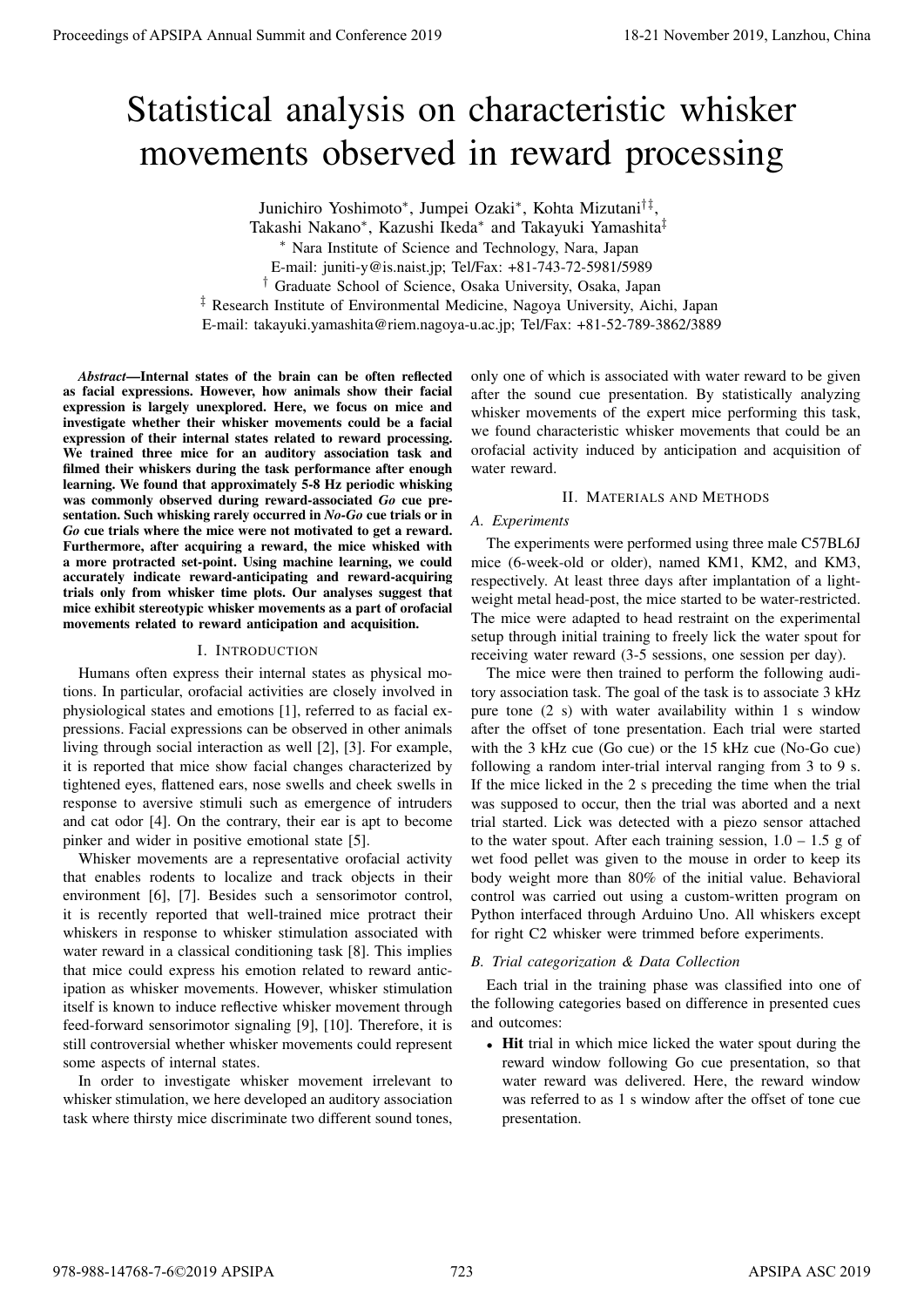# Statistical analysis on characteristic whisker movements observed in reward processing

Junichiro Yoshimoto*, Jumpei Ozaki*, Kohta Mizutani†‡,
Takashi Nakano*, Kazushi Ikeda* and Takayuki Yamashita‡

\* Nara Institute of Science and Technology, Nara, Japan
E-mail: juniti-y@is.naist.jp; Tel/Fax: +81-743-72-5981/5989

† Graduate School of Science, Osaka University, Osaka, Japan

‡ Research Institute of Environmental Medicine, Nagoya University, Aichi, Japan
E-mail: takayuki.yamashita@riem.nagoya-u.ac.jp; Tel/Fax: +81-52-789-3862/3889

***Abstract*—Internal states of the brain can be often reflected as facial expressions. However, how animals show their facial expression is largely unexplored. Here, we focus on mice and investigate whether their whisker movements could be a facial expression of their internal states related to reward processing. We trained three mice for an auditory association task and filmed their whiskers during the task performance after enough learning. We found that approximately 5-8 Hz periodic whisking was commonly observed during reward-associated *Go* cue presentation. Such whisking rarely occurred in *No-Go* cue trials or in *Go* cue trials where the mice were not motivated to get a reward. Furthermore, after acquiring a reward, the mice whisked with a more protracted set-point. Using machine learning, we could accurately indicate reward-anticipating and reward-acquiring trials only from whisker time plots. Our analyses suggest that mice exhibit stereotypic whisker movements as a part of orofacial movements related to reward anticipation and acquisition.**

## I. Introduction

Humans often express their internal states as physical motions. In particular, orofacial activities are closely involved in physiological states and emotions [1], referred to as facial expressions. Facial expressions can be observed in other animals living through social interaction as well [2], [3]. For example, it is reported that mice show facial changes characterized by tightened eyes, flattened ears, nose swells and cheek swells in response to aversive stimuli such as emergence of intruders and cat odor [4]. On the contrary, their ear is apt to become pinker and wider in positive emotional state [5].

Whisker movements are a representative orofacial activity that enables rodents to localize and track objects in their environment [6], [7]. Besides such a sensorimotor control, it is recently reported that well-trained mice protract their whiskers in response to whisker stimulation associated with water reward in a classical conditioning task [8]. This implies that mice could express his emotion related to reward anticipation as whisker movements. However, whisker stimulation itself is known to induce reflective whisker movement through feed-forward sensorimotor signaling [9], [10]. Therefore, it is still controversial whether whisker movements could represent some aspects of internal states.

In order to investigate whisker movement irrelevant to whisker stimulation, we here developed an auditory association task where thirsty mice discriminate two different sound tones, only one of which is associated with water reward to be given after the sound cue presentation. By statistically analyzing whisker movements of the expert mice performing this task, we found characteristic whisker movements that could be an orofacial activity induced by anticipation and acquisition of water reward.

## II. Materials and Methods

### A. Experiments

The experiments were performed using three male C57BL6J mice (6-week-old or older), named KM1, KM2, and KM3, respectively. At least three days after implantation of a lightweight metal head-post, the mice started to be water-restricted. The mice were adapted to head restraint on the experimental setup through initial training to freely lick the water spout for receiving water reward (3-5 sessions, one session per day).

The mice were then trained to perform the following auditory association task. The goal of the task is to associate 3 kHz pure tone (2 s) with water availability within 1 s window after the offset of tone presentation. Each trial were started with the 3 kHz cue (Go cue) or the 15 kHz cue (No-Go cue) following a random inter-trial interval ranging from 3 to 9 s. If the mice licked in the 2 s preceding the time when the trial was supposed to occur, then the trial was aborted and a next trial started. Lick was detected with a piezo sensor attached to the water spout. After each training session, 1.0 – 1.5 g of wet food pellet was given to the mouse in order to keep its body weight more than 80% of the initial value. Behavioral control was carried out using a custom-written program on Python interfaced through Arduino Uno. All whiskers except for right C2 whisker were trimmed before experiments.

### B. Trial categorization & Data Collection

Each trial in the training phase was classified into one of the following categories based on difference in presented cues and outcomes:

- **Hit** trial in which mice licked the water spout during the reward window following Go cue presentation, so that water reward was delivered. Here, the reward window was referred to as 1 s window after the offset of tone cue presentation.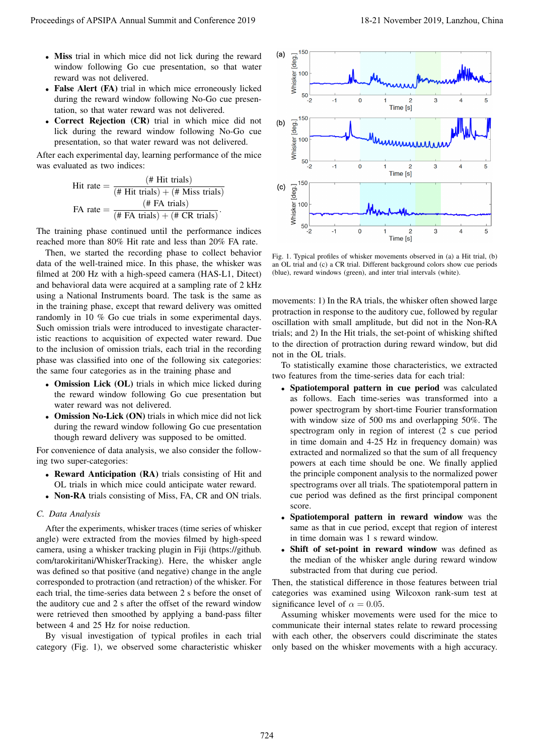- **Miss** trial in which mice did not lick during the reward window following Go cue presentation, so that water reward was not delivered.
- **False Alert (FA)** trial in which mice erroneously licked during the reward window following No-Go cue presentation, so that water reward was not delivered.
- **Correct Rejection (CR)** trial in which mice did not lick during the reward window following No-Go cue presentation, so that water reward was not delivered.

After each experimental day, learning performance of the mice was evaluated as two indices:

$$\text{Hit rate} = \frac{(\#\text{ Hit trials})}{(\#\text{ Hit trials}) + (\#\text{ Miss trials})}$$

$$\text{FA rate} = \frac{(\#\text{ FA trials})}{(\#\text{ FA trials}) + (\#\text{ CR trials})}.$$

The training phase continued until the performance indices reached more than 80% Hit rate and less than 20% FA rate.

Then, we started the recording phase to collect behavior data of the well-trained mice. In this phase, the whisker was filmed at 200 Hz with a high-speed camera (HAS-L1, Ditect) and behavioral data were acquired at a sampling rate of 2 kHz using a National Instruments board. The task is the same as in the training phase, except that reward delivery was omitted randomly in 10 % Go cue trials in some experimental days. Such omission trials were introduced to investigate characteristic reactions to acquisition of expected water reward. Due to the inclusion of omission trials, each trial in the recording phase was classified into one of the following six categories: the same four categories as in the training phase and

- **Omission Lick (OL)** trials in which mice licked during the reward window following Go cue presentation but water reward was not delivered.
- **Omission No-Lick (ON)** trials in which mice did not lick during the reward window following Go cue presentation though reward delivery was supposed to be omitted.

For convenience of data analysis, we also consider the following two super-categories:

- **Reward Anticipation (RA)** trials consisting of Hit and OL trials in which mice could anticipate water reward.
- **Non-RA** trials consisting of Miss, FA, CR and ON trials.

### C. Data Analysis

After the experiments, whisker traces (time series of whisker angle) were extracted from the movies filmed by high-speed camera, using a whisker tracking plugin in Fiji (https://github.com/tarokiritani/WhiskerTracking). Here, the whisker angle was defined so that positive (and negative) change in the angle corresponded to protraction (and retraction) of the whisker. For each trial, the time-series data between 2 s before the onset of the auditory cue and 2 s after the offset of the reward window were retrieved then smoothed by applying a band-pass filter between 4 and 25 Hz for noise reduction.

By visual investigation of typical profiles in each trial category (Fig. 1), we observed some characteristic whisker movements: 1) In the RA trials, the whisker often showed large protraction in response to the auditory cue, followed by regular oscillation with small amplitude, but did not in the Non-RA trials; and 2) In the Hit trials, the set-point of whisking shifted to the direction of protraction during reward window, but did not in the OL trials.

Fig. 1. Typical profiles of whisker movements observed in (a) a Hit trial, (b) an OL trial and (c) a CR trial. Different background colors show cue periods (blue), reward windows (green), and inter trial intervals (white).

To statistically examine those characteristics, we extracted two features from the time-series data for each trial:

- **Spatiotemporal pattern in cue period** was calculated as follows. Each time-series was transformed into a power spectrogram by short-time Fourier transformation with window size of 500 ms and overlapping 50%. The spectrogram only in region of interest (2 s cue period in time domain and 4-25 Hz in frequency domain) was extracted and normalized so that the sum of all frequency powers at each time should be one. We finally applied the principle component analysis to the normalized power spectrograms over all trials. The spatiotemporal pattern in cue period was defined as the first principal component score.
- **Spatiotemporal pattern in reward window** was the same as that in cue period, except that region of interest in time domain was 1 s reward window.
- **Shift of set-point in reward window** was defined as the median of the whisker angle during reward window substracted from that during cue period.

Then, the statistical difference in those features between trial categories was examined using Wilcoxon rank-sum test at significance level of $\alpha = 0.05$.

Assuming whisker movements were used for the mice to communicate their internal states relate to reward processing with each other, the observers could discriminate the states only based on the whisker movements with a high accuracy.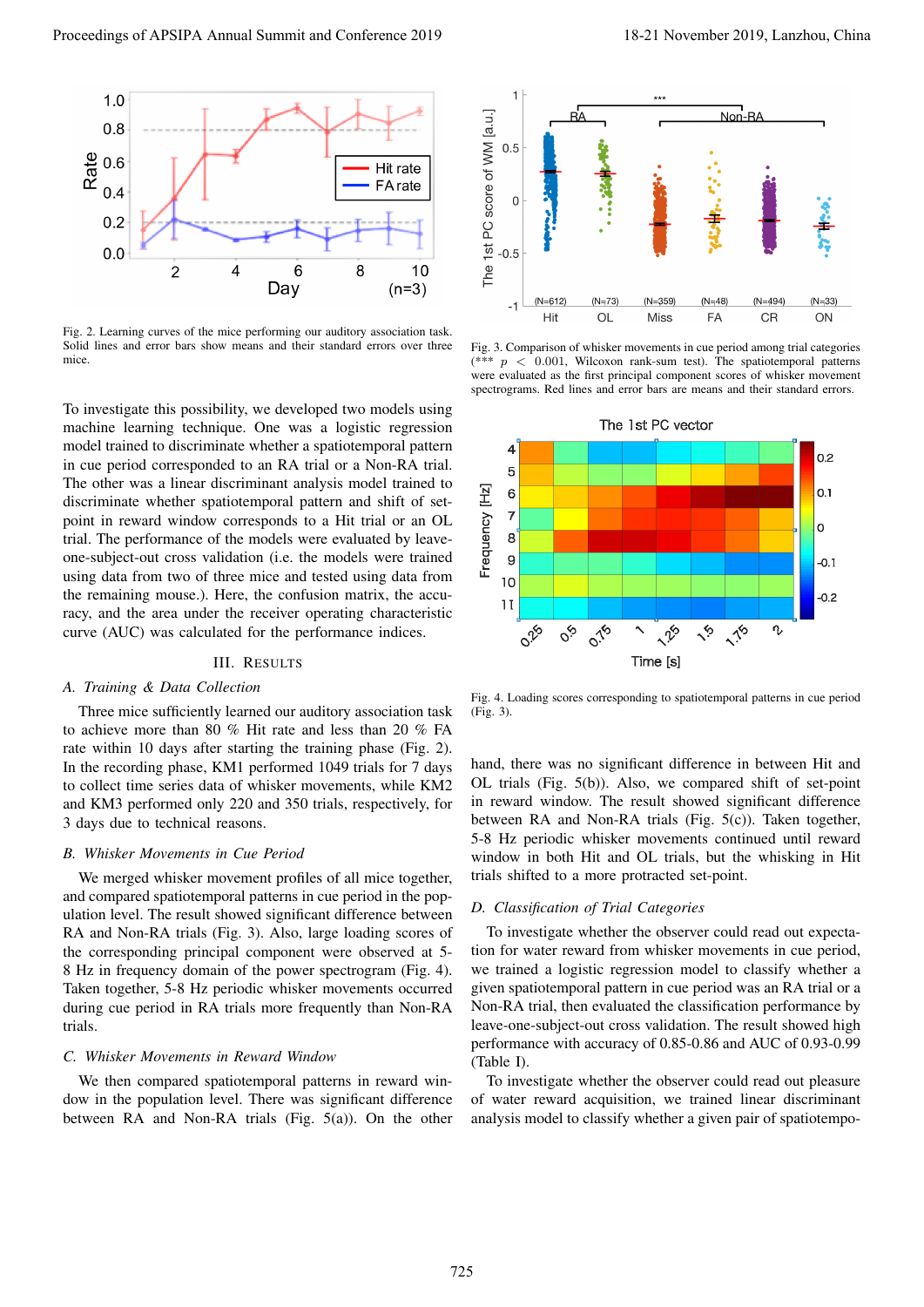Fig. 2. Learning curves of the mice performing our auditory association task. Solid lines and error bars show means and their standard errors over three mice.

To investigate this possibility, we developed two models using machine learning technique. One was a logistic regression model trained to discriminate whether a spatiotemporal pattern in cue period corresponded to an RA trial or a Non-RA trial. The other was a linear discriminant analysis model trained to discriminate whether spatiotemporal pattern and shift of set-point in reward window corresponds to a Hit trial or an OL trial. The performance of the models were evaluated by leave-one-subject-out cross validation (i.e. the models were trained using data from two of three mice and tested using data from the remaining mouse.). Here, the confusion matrix, the accuracy, and the area under the receiver operating characteristic curve (AUC) was calculated for the performance indices.

## III. Results

### A. Training & Data Collection

Three mice sufficiently learned our auditory association task to achieve more than 80 % Hit rate and less than 20 % FA rate within 10 days after starting the training phase (Fig. 2). In the recording phase, KM1 performed 1049 trials for 7 days to collect time series data of whisker movements, while KM2 and KM3 performed only 220 and 350 trials, respectively, for 3 days due to technical reasons.

### B. Whisker Movements in Cue Period

We merged whisker movement profiles of all mice together, and compared spatiotemporal patterns in cue period in the population level. The result showed significant difference between RA and Non-RA trials (Fig. 3). Also, large loading scores of the corresponding principal component were observed at 5-8 Hz in frequency domain of the power spectrogram (Fig. 4). Taken together, 5-8 Hz periodic whisker movements occurred during cue period in RA trials more frequently than Non-RA trials.

### C. Whisker Movements in Reward Window

We then compared spatiotemporal patterns in reward window in the population level. There was significant difference between RA and Non-RA trials (Fig. 5(a)). On the other hand, there was no significant difference in between Hit and OL trials (Fig. 5(b)). Also, we compared shift of set-point in reward window. The result showed significant difference between RA and Non-RA trials (Fig. 5(c)). Taken together, 5-8 Hz periodic whisker movements continued until reward window in both Hit and OL trials, but the whisking in Hit trials shifted to a more protracted set-point.

Fig. 3. Comparison of whisker movements in cue period among trial categories (*** $p < 0.001$, Wilcoxon rank-sum test). The spatiotemporal patterns were evaluated as the first principal component scores of whisker movement spectrograms. Red lines and error bars are means and their standard errors.

Fig. 4. Loading scores corresponding to spatiotemporal patterns in cue period (Fig. 3).

### D. Classification of Trial Categories

To investigate whether the observer could read out expectation for water reward from whisker movements in cue period, we trained a logistic regression model to classify whether a given spatiotemporal pattern in cue period was an RA trial or a Non-RA trial, then evaluated the classification performance by leave-one-subject-out cross validation. The result showed high performance with accuracy of 0.85-0.86 and AUC of 0.93-0.99 (Table I).

To investigate whether the observer could read out pleasure of water reward acquisition, we trained linear discriminant analysis model to classify whether a given pair of spatiotempo-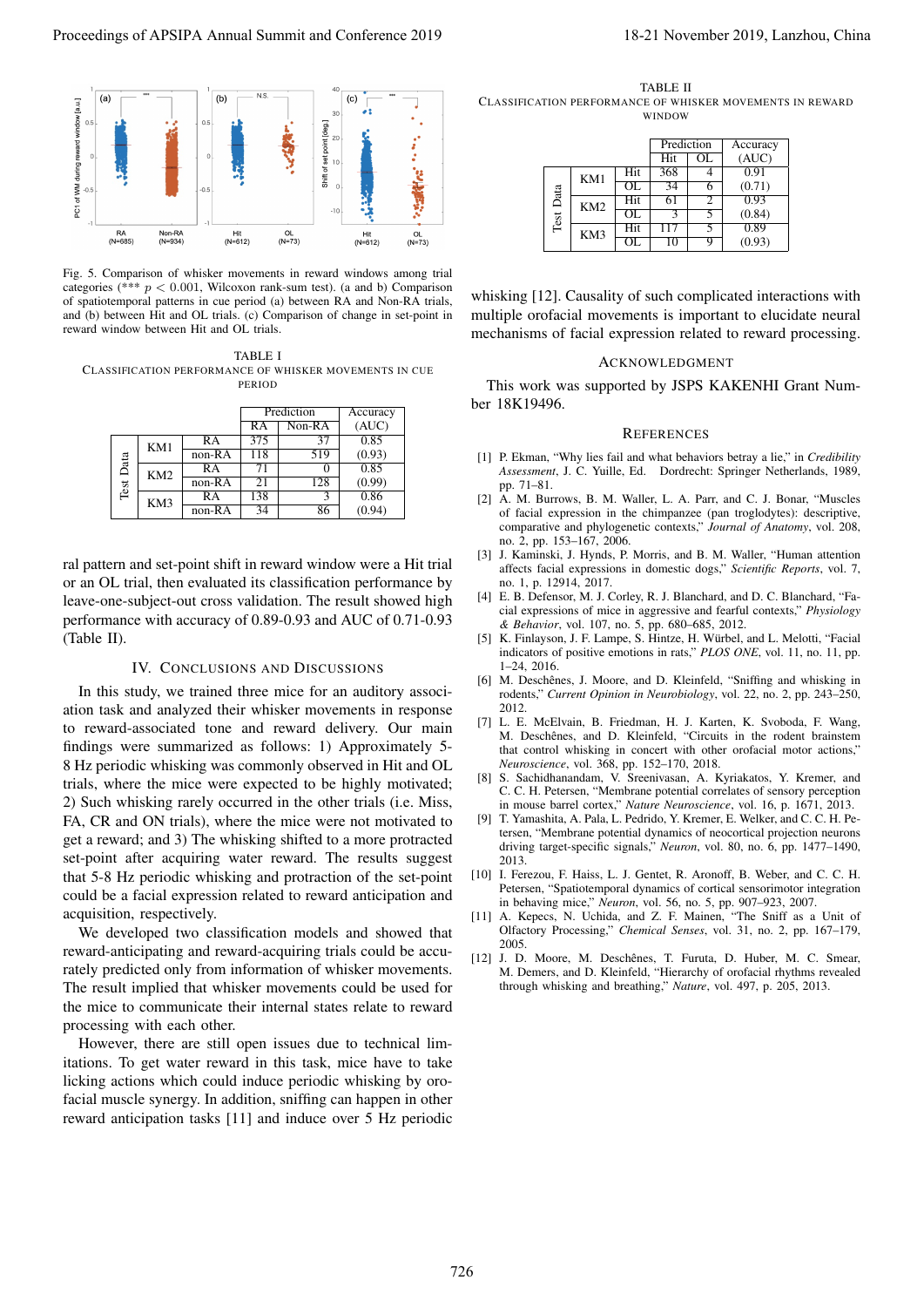Fig. 5. Comparison of whisker movements in reward windows among trial categories (*** $p < 0.001$, Wilcoxon rank-sum test). (a and b) Comparison of spatiotemporal patterns in cue period (a) between RA and Non-RA trials, and (b) between Hit and OL trials. (c) Comparison of change in set-point in reward window between Hit and OL trials.

TABLE I
CLASSIFICATION PERFORMANCE OF WHISKER MOVEMENTS IN CUE PERIOD

| | | | Prediction | | Accuracy |
|---|---|---|---|---|---|
| | | | RA | Non-RA | (AUC) |
| Test Data | KM1 | RA | 375 | 37 | 0.85 |
| | | non-RA | 118 | 519 | (0.93) |
| | KM2 | RA | 71 | 0 | 0.85 |
| | | non-RA | 21 | 128 | (0.99) |
| | KM3 | RA | 138 | 3 | 0.86 |
| | | non-RA | 34 | 86 | (0.94) |

ral pattern and set-point shift in reward window were a Hit trial or an OL trial, then evaluated its classification performance by leave-one-subject-out cross validation. The result showed high performance with accuracy of 0.89-0.93 and AUC of 0.71-0.93 (Table II).

TABLE II
CLASSIFICATION PERFORMANCE OF WHISKER MOVEMENTS IN REWARD WINDOW

| | | | Prediction | | Accuracy |
|---|---|---|---|---|---|
| | | | Hit | OL | (AUC) |
| Test Data | KM1 | Hit | 368 | 4 | 0.91 |
| | | OL | 34 | 6 | (0.71) |
| | KM2 | Hit | 61 | 2 | 0.93 |
| | | OL | 3 | 5 | (0.84) |
| | KM3 | Hit | 117 | 5 | 0.89 |
| | | OL | 10 | 9 | (0.93) |

## IV. Conclusions and Discussions

In this study, we trained three mice for an auditory association task and analyzed their whisker movements in response to reward-associated tone and reward delivery. Our main findings were summarized as follows: 1) Approximately 5-8 Hz periodic whisking was commonly observed in Hit and OL trials, where the mice were expected to be highly motivated; 2) Such whisking rarely occurred in the other trials (i.e. Miss, FA, CR and ON trials), where the mice were not motivated to get a reward; and 3) The whisking shifted to a more protracted set-point after acquiring water reward. The results suggest that 5-8 Hz periodic whisking and protraction of the set-point could be a facial expression related to reward anticipation and acquisition, respectively.

We developed two classification models and showed that reward-anticipating and reward-acquiring trials could be accurately predicted only from information of whisker movements. The result implied that whisker movements could be used for the mice to communicate their internal states relate to reward processing with each other.

However, there are still open issues due to technical limitations. To get water reward in this task, mice have to take licking actions which could induce periodic whisking by orofacial muscle synergy. In addition, sniffing can happen in other reward anticipation tasks [11] and induce over 5 Hz periodic whisking [12]. Causality of such complicated interactions with multiple orofacial movements is important to elucidate neural mechanisms of facial expression related to reward processing.

## Acknowledgment

This work was supported by JSPS KAKENHI Grant Number 18K19496.

## References

[1] P. Ekman, "Why lies fail and what behaviors betray a lie," in *Credibility Assessment*, J. C. Yuille, Ed. Dordrecht: Springer Netherlands, 1989, pp. 71–81.

[2] A. M. Burrows, B. M. Waller, L. A. Parr, and C. J. Bonar, "Muscles of facial expression in the chimpanzee (pan troglodytes): descriptive, comparative and phylogenetic contexts," *Journal of Anatomy*, vol. 208, no. 2, pp. 153–167, 2006.

[3] J. Kaminski, J. Hynds, P. Morris, and B. M. Waller, "Human attention affects facial expressions in domestic dogs," *Scientific Reports*, vol. 7, no. 1, p. 12914, 2017.

[4] E. B. Defensor, M. J. Corley, R. J. Blanchard, and D. C. Blanchard, "Facial expressions of mice in aggressive and fearful contexts," *Physiology & Behavior*, vol. 107, no. 5, pp. 680–685, 2012.

[5] K. Finlayson, J. F. Lampe, S. Hintze, H. Würbel, and L. Melotti, "Facial indicators of positive emotions in rats," *PLOS ONE*, vol. 11, no. 11, pp. 1–24, 2016.

[6] M. Deschênes, J. Moore, and D. Kleinfeld, "Sniffing and whisking in rodents," *Current Opinion in Neurobiology*, vol. 22, no. 2, pp. 243–250, 2012.

[7] L. E. McElvain, B. Friedman, H. J. Karten, K. Svoboda, F. Wang, M. Deschênes, and D. Kleinfeld, "Circuits in the rodent brainstem that control whisking in concert with other orofacial motor actions," *Neuroscience*, vol. 368, pp. 152–170, 2018.

[8] S. Sachidhanandam, V. Sreenivasan, A. Kyriakatos, Y. Kremer, and C. C. H. Petersen, "Membrane potential correlates of sensory perception in mouse barrel cortex," *Nature Neuroscience*, vol. 16, p. 1671, 2013.

[9] T. Yamashita, A. Pala, L. Pedrido, Y. Kremer, E. Welker, and C. C. H. Petersen, "Membrane potential dynamics of neocortical projection neurons driving target-specific signals," *Neuron*, vol. 80, no. 6, pp. 1477–1490, 2013.

[10] I. Ferezou, F. Haiss, L. J. Gentet, R. Aronoff, B. Weber, and C. C. H. Petersen, "Spatiotemporal dynamics of cortical sensorimotor integration in behaving mice," *Neuron*, vol. 56, no. 5, pp. 907–923, 2007.

[11] A. Kepecs, N. Uchida, and Z. F. Mainen, "The Sniff as a Unit of Olfactory Processing," *Chemical Senses*, vol. 31, no. 2, pp. 167–179, 2005.

[12] J. D. Moore, M. Deschênes, T. Furuta, D. Huber, M. C. Smear, M. Demers, and D. Kleinfeld, "Hierarchy of orofacial rhythms revealed through whisking and breathing," *Nature*, vol. 497, p. 205, 2013.